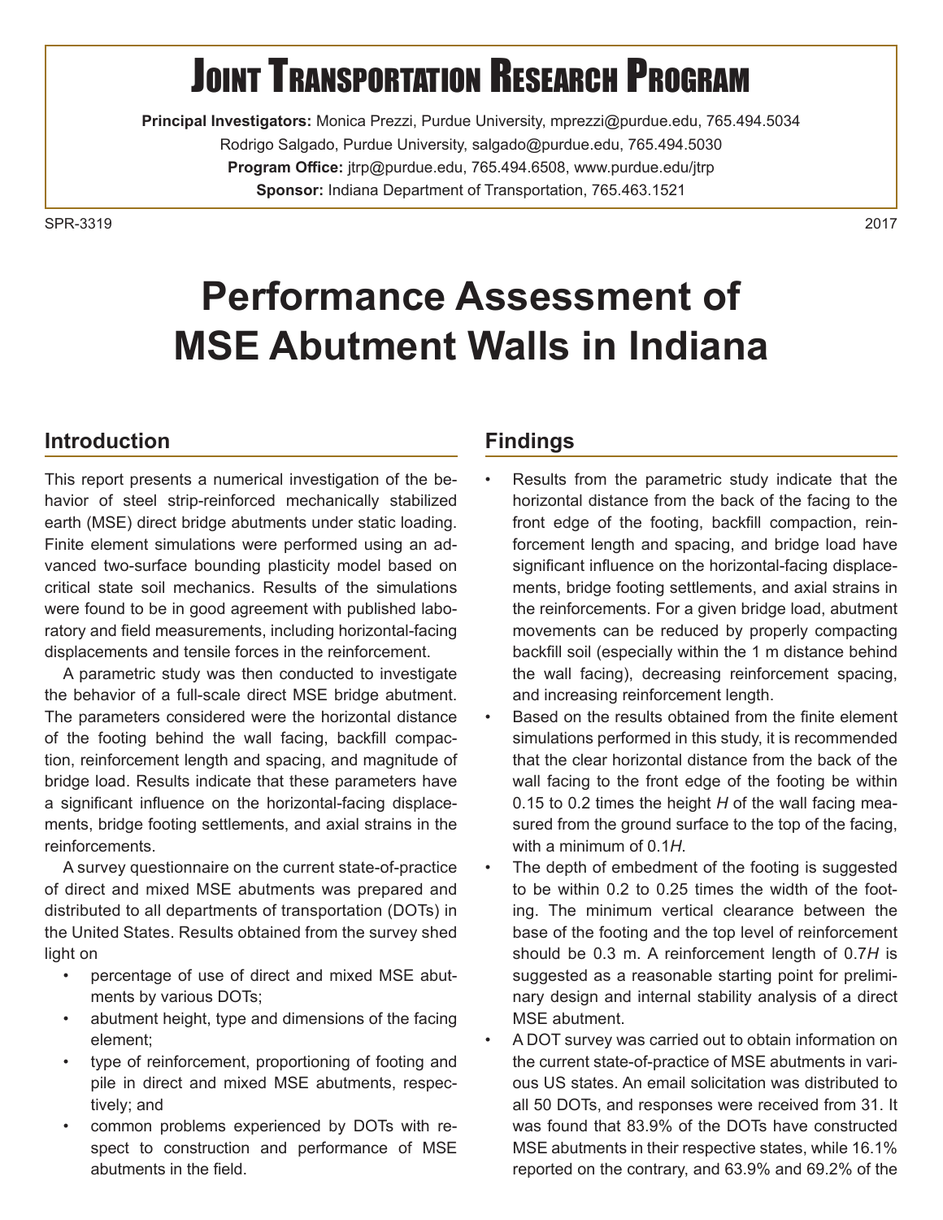# Joint Transportation Research Program

**Principal Investigators:** Monica Prezzi, Purdue University, mprezzi@purdue.edu, 765.494.5034
Rodrigo Salgado, Purdue University, salgado@purdue.edu, 765.494.5030
**Program Office:** jtrp@purdue.edu, 765.494.6508, www.purdue.edu/jtrp
**Sponsor:** Indiana Department of Transportation, 765.463.1521

SPR-3319 2017

# Performance Assessment of MSE Abutment Walls in Indiana

## Introduction

This report presents a numerical investigation of the behavior of steel strip-reinforced mechanically stabilized earth (MSE) direct bridge abutments under static loading. Finite element simulations were performed using an advanced two-surface bounding plasticity model based on critical state soil mechanics. Results of the simulations were found to be in good agreement with published laboratory and field measurements, including horizontal-facing displacements and tensile forces in the reinforcement.

A parametric study was then conducted to investigate the behavior of a full-scale direct MSE bridge abutment. The parameters considered were the horizontal distance of the footing behind the wall facing, backfill compaction, reinforcement length and spacing, and magnitude of bridge load. Results indicate that these parameters have a significant influence on the horizontal-facing displacements, bridge footing settlements, and axial strains in the reinforcements.

A survey questionnaire on the current state-of-practice of direct and mixed MSE abutments was prepared and distributed to all departments of transportation (DOTs) in the United States. Results obtained from the survey shed light on

- percentage of use of direct and mixed MSE abutments by various DOTs;
- abutment height, type and dimensions of the facing element;
- type of reinforcement, proportioning of footing and pile in direct and mixed MSE abutments, respectively; and
- common problems experienced by DOTs with respect to construction and performance of MSE abutments in the field.

## Findings

- Results from the parametric study indicate that the horizontal distance from the back of the facing to the front edge of the footing, backfill compaction, reinforcement length and spacing, and bridge load have significant influence on the horizontal-facing displacements, bridge footing settlements, and axial strains in the reinforcements. For a given bridge load, abutment movements can be reduced by properly compacting backfill soil (especially within the 1 m distance behind the wall facing), decreasing reinforcement spacing, and increasing reinforcement length.
- Based on the results obtained from the finite element simulations performed in this study, it is recommended that the clear horizontal distance from the back of the wall facing to the front edge of the footing be within 0.15 to 0.2 times the height *H* of the wall facing measured from the ground surface to the top of the facing, with a minimum of 0.1*H*.
- The depth of embedment of the footing is suggested to be within 0.2 to 0.25 times the width of the footing. The minimum vertical clearance between the base of the footing and the top level of reinforcement should be 0.3 m. A reinforcement length of 0.7*H* is suggested as a reasonable starting point for preliminary design and internal stability analysis of a direct MSE abutment.
- A DOT survey was carried out to obtain information on the current state-of-practice of MSE abutments in various US states. An email solicitation was distributed to all 50 DOTs, and responses were received from 31. It was found that 83.9% of the DOTs have constructed MSE abutments in their respective states, while 16.1% reported on the contrary, and 63.9% and 69.2% of the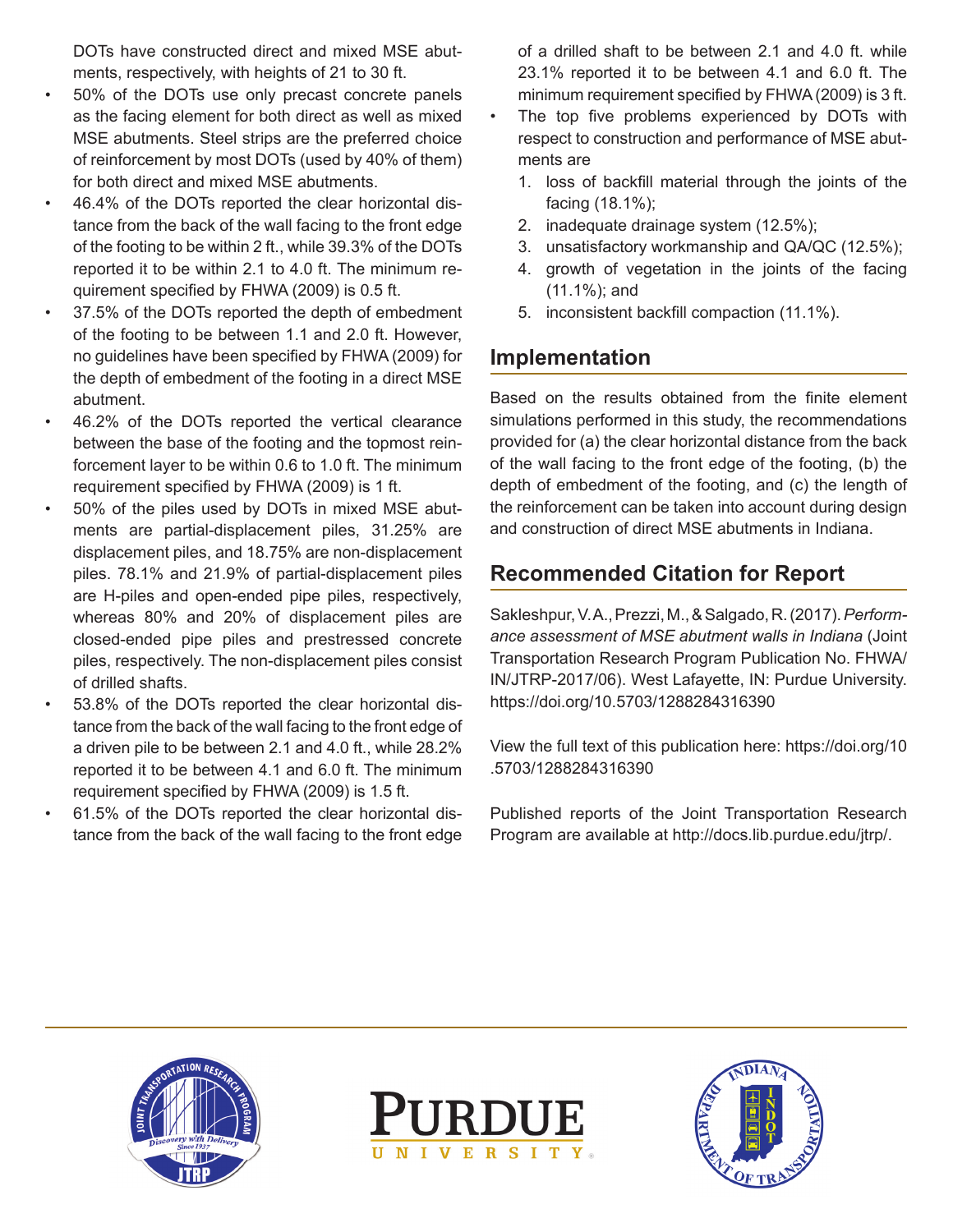DOTs have constructed direct and mixed MSE abutments, respectively, with heights of 21 to 30 ft.

- 50% of the DOTs use only precast concrete panels as the facing element for both direct as well as mixed MSE abutments. Steel strips are the preferred choice of reinforcement by most DOTs (used by 40% of them) for both direct and mixed MSE abutments.
- 46.4% of the DOTs reported the clear horizontal distance from the back of the wall facing to the front edge of the footing to be within 2 ft., while 39.3% of the DOTs reported it to be within 2.1 to 4.0 ft. The minimum requirement specified by FHWA (2009) is 0.5 ft.
- 37.5% of the DOTs reported the depth of embedment of the footing to be between 1.1 and 2.0 ft. However, no guidelines have been specified by FHWA (2009) for the depth of embedment of the footing in a direct MSE abutment.
- 46.2% of the DOTs reported the vertical clearance between the base of the footing and the topmost reinforcement layer to be within 0.6 to 1.0 ft. The minimum requirement specified by FHWA (2009) is 1 ft.
- 50% of the piles used by DOTs in mixed MSE abutments are partial-displacement piles, 31.25% are displacement piles, and 18.75% are non-displacement piles. 78.1% and 21.9% of partial-displacement piles are H-piles and open-ended pipe piles, respectively, whereas 80% and 20% of displacement piles are closed-ended pipe piles and prestressed concrete piles, respectively. The non-displacement piles consist of drilled shafts.
- 53.8% of the DOTs reported the clear horizontal distance from the back of the wall facing to the front edge of a driven pile to be between 2.1 and 4.0 ft., while 28.2% reported it to be between 4.1 and 6.0 ft. The minimum requirement specified by FHWA (2009) is 1.5 ft.
- 61.5% of the DOTs reported the clear horizontal distance from the back of the wall facing to the front edge of a drilled shaft to be between 2.1 and 4.0 ft. while 23.1% reported it to be between 4.1 and 6.0 ft. The minimum requirement specified by FHWA (2009) is 3 ft.
- The top five problems experienced by DOTs with respect to construction and performance of MSE abutments are
  1. loss of backfill material through the joints of the facing (18.1%);
  2. inadequate drainage system (12.5%);
  3. unsatisfactory workmanship and QA/QC (12.5%);
  4. growth of vegetation in the joints of the facing (11.1%); and
  5. inconsistent backfill compaction (11.1%).

## Implementation

Based on the results obtained from the finite element simulations performed in this study, the recommendations provided for (a) the clear horizontal distance from the back of the wall facing to the front edge of the footing, (b) the depth of embedment of the footing, and (c) the length of the reinforcement can be taken into account during design and construction of direct MSE abutments in Indiana.

## Recommended Citation for Report

Sakleshpur, V. A., Prezzi, M., & Salgado, R. (2017). *Performance assessment of MSE abutment walls in Indiana* (Joint Transportation Research Program Publication No. FHWA/IN/JTRP-2017/06). West Lafayette, IN: Purdue University. https://doi.org/10.5703/1288284316390

View the full text of this publication here: https://doi.org/10.5703/1288284316390

Published reports of the Joint Transportation Research Program are available at http://docs.lib.purdue.edu/jtrp/.